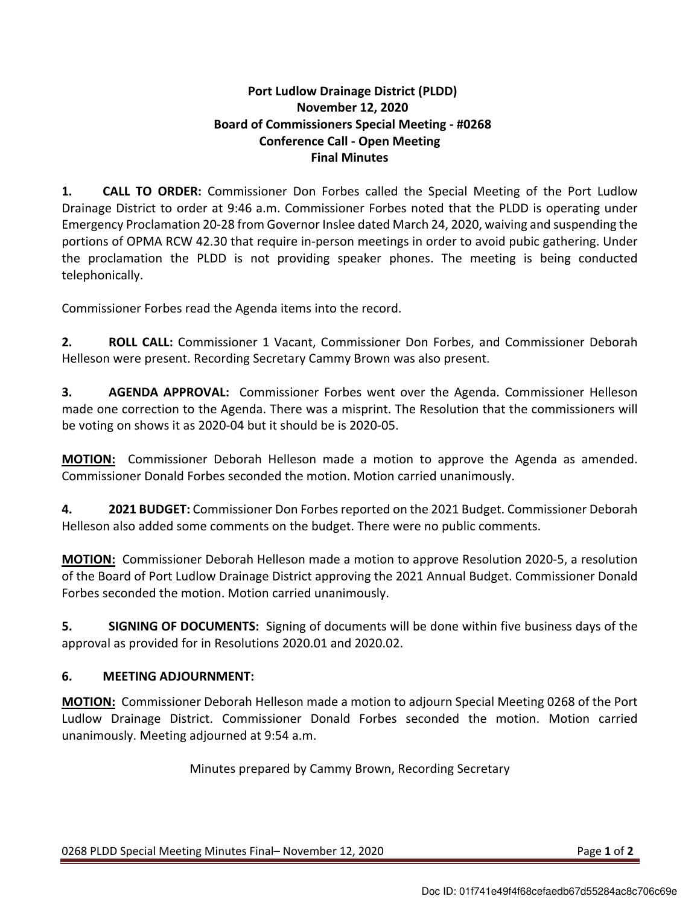**Port Ludlow Drainage District (PLDD)**
**November 12, 2020**
**Board of Commissioners Special Meeting - #0268**
**Conference Call - Open Meeting**
**Final Minutes**

**1. CALL TO ORDER:** Commissioner Don Forbes called the Special Meeting of the Port Ludlow Drainage District to order at 9:46 a.m. Commissioner Forbes noted that the PLDD is operating under Emergency Proclamation 20-28 from Governor Inslee dated March 24, 2020, waiving and suspending the portions of OPMA RCW 42.30 that require in-person meetings in order to avoid pubic gathering. Under the proclamation the PLDD is not providing speaker phones. The meeting is being conducted telephonically.

Commissioner Forbes read the Agenda items into the record.

**2. ROLL CALL:** Commissioner 1 Vacant, Commissioner Don Forbes, and Commissioner Deborah Helleson were present. Recording Secretary Cammy Brown was also present.

**3. AGENDA APPROVAL:** Commissioner Forbes went over the Agenda. Commissioner Helleson made one correction to the Agenda. There was a misprint. The Resolution that the commissioners will be voting on shows it as 2020-04 but it should be is 2020-05.

**MOTION:** Commissioner Deborah Helleson made a motion to approve the Agenda as amended. Commissioner Donald Forbes seconded the motion. Motion carried unanimously.

**4. 2021 BUDGET:** Commissioner Don Forbes reported on the 2021 Budget. Commissioner Deborah Helleson also added some comments on the budget. There were no public comments.

**MOTION:** Commissioner Deborah Helleson made a motion to approve Resolution 2020-5, a resolution of the Board of Port Ludlow Drainage District approving the 2021 Annual Budget. Commissioner Donald Forbes seconded the motion. Motion carried unanimously.

**5. SIGNING OF DOCUMENTS:** Signing of documents will be done within five business days of the approval as provided for in Resolutions 2020.01 and 2020.02.

**6. MEETING ADJOURNMENT:**

**MOTION:** Commissioner Deborah Helleson made a motion to adjourn Special Meeting 0268 of the Port Ludlow Drainage District. Commissioner Donald Forbes seconded the motion. Motion carried unanimously. Meeting adjourned at 9:54 a.m.

Minutes prepared by Cammy Brown, Recording Secretary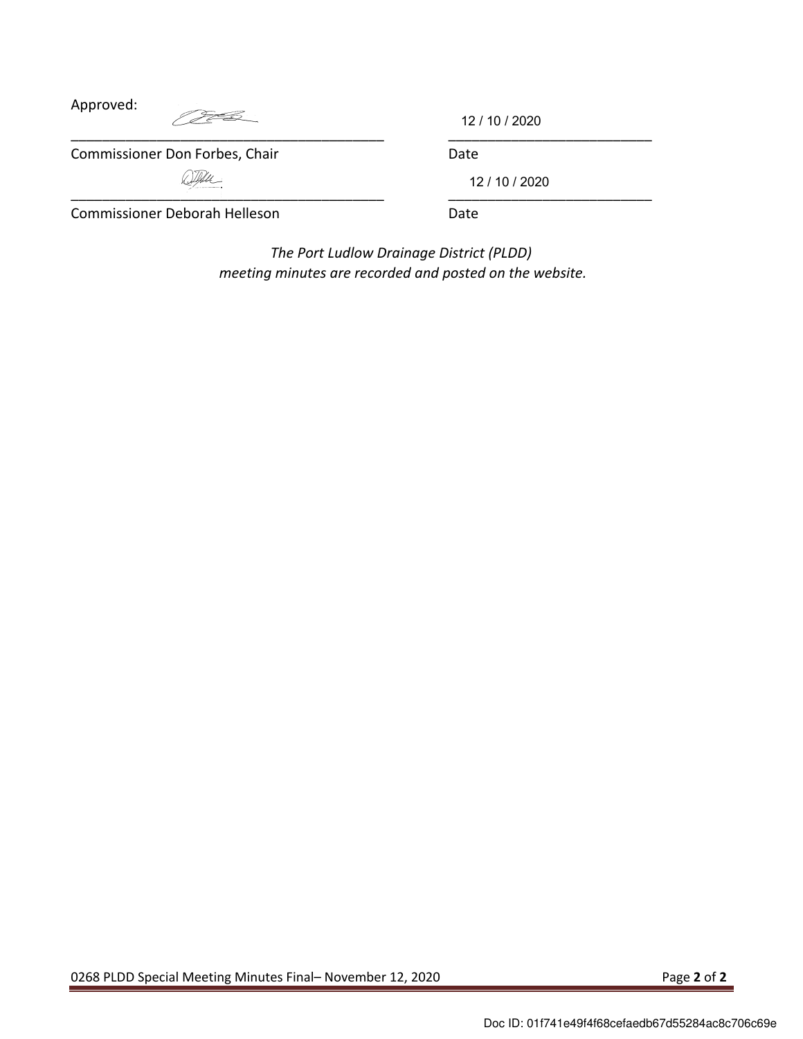Approved:

\_\_\_\_\_\_\_\_\_\_\_\_\_\_\_\_\_\_\_\_\_\_\_\_\_\_\_\_\_\_\_\_\_\_\_\_\_\_\_\_ 12 / 10 / 2020

Commissioner Don Forbes, Chair Date

\_\_\_\_\_\_\_\_\_\_\_\_\_\_\_\_\_\_\_\_\_\_\_\_\_\_\_\_\_\_\_\_\_\_\_\_\_\_\_\_ 12 / 10 / 2020

Commissioner Deborah Helleson Date

*The Port Ludlow Drainage District (PLDD)*
*meeting minutes are recorded and posted on the website.*